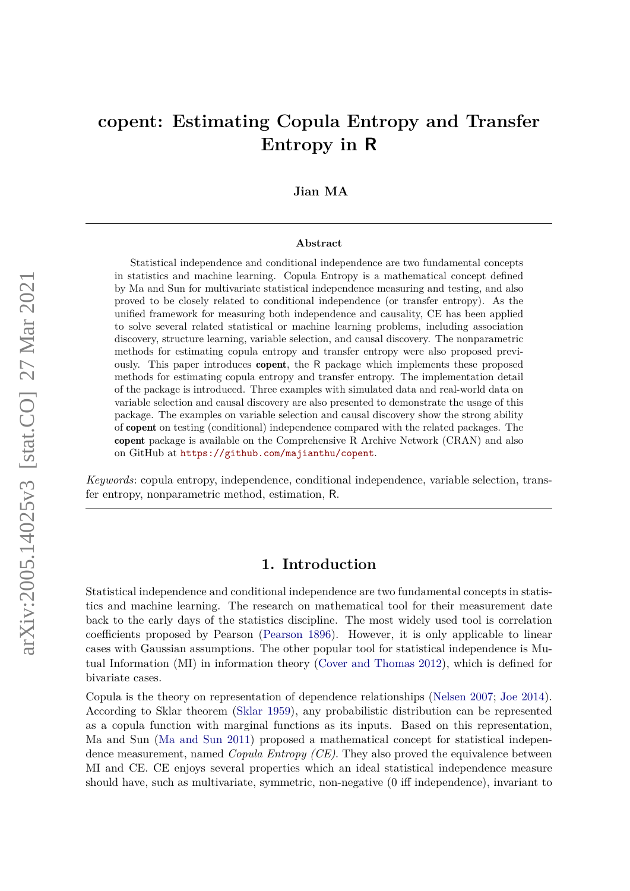# copent: Estimating Copula Entropy and Transfer Entropy in R

**Jian MA**

**Abstract**

Statistical independence and conditional independence are two fundamental concepts in statistics and machine learning. Copula Entropy is a mathematical concept defined by Ma and Sun for multivariate statistical independence measuring and testing, and also proved to be closely related to conditional independence (or transfer entropy). As the unified framework for measuring both independence and causality, CE has been applied to solve several related statistical or machine learning problems, including association discovery, structure learning, variable selection, and causal discovery. The nonparametric methods for estimating copula entropy and transfer entropy were also proposed previously. This paper introduces **copent**, the R package which implements these proposed methods for estimating copula entropy and transfer entropy. The implementation detail of the package is introduced. Three examples with simulated data and real-world data on variable selection and causal discovery are also presented to demonstrate the usage of this package. The examples on variable selection and causal discovery show the strong ability of **copent** on testing (conditional) independence compared with the related packages. The **copent** package is available on the Comprehensive R Archive Network (CRAN) and also on GitHub at https://github.com/majianthu/copent.

*Keywords*: copula entropy, independence, conditional independence, variable selection, transfer entropy, nonparametric method, estimation, R.

## 1. Introduction

Statistical independence and conditional independence are two fundamental concepts in statistics and machine learning. The research on mathematical tool for their measurement date back to the early days of the statistics discipline. The most widely used tool is correlation coefficients proposed by Pearson (Pearson 1896). However, it is only applicable to linear cases with Gaussian assumptions. The other popular tool for statistical independence is Mutual Information (MI) in information theory (Cover and Thomas 2012), which is defined for bivariate cases.

Copula is the theory on representation of dependence relationships (Nelsen 2007; Joe 2014). According to Sklar theorem (Sklar 1959), any probabilistic distribution can be represented as a copula function with marginal functions as its inputs. Based on this representation, Ma and Sun (Ma and Sun 2011) proposed a mathematical concept for statistical independence measurement, named *Copula Entropy (CE)*. They also proved the equivalence between MI and CE. CE enjoys several properties which an ideal statistical independence measure should have, such as multivariate, symmetric, non-negative (0 iff independence), invariant to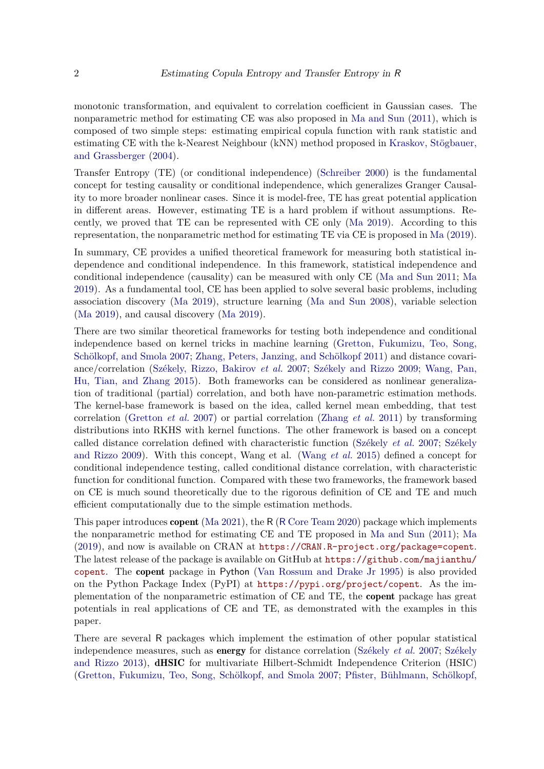monotonic transformation, and equivalent to correlation coefficient in Gaussian cases. The nonparametric method for estimating CE was also proposed in Ma and Sun (2011), which is composed of two simple steps: estimating empirical copula function with rank statistic and estimating CE with the k-Nearest Neighbour (kNN) method proposed in Kraskov, Stögbauer, and Grassberger (2004).

Transfer Entropy (TE) (or conditional independence) (Schreiber 2000) is the fundamental concept for testing causality or conditional independence, which generalizes Granger Causality to more broader nonlinear cases. Since it is model-free, TE has great potential application in different areas. However, estimating TE is a hard problem if without assumptions. Recently, we proved that TE can be represented with CE only (Ma 2019). According to this representation, the nonparametric method for estimating TE via CE is proposed in Ma (2019).

In summary, CE provides a unified theoretical framework for measuring both statistical independence and conditional independence. In this framework, statistical independence and conditional independence (causality) can be measured with only CE (Ma and Sun 2011; Ma 2019). As a fundamental tool, CE has been applied to solve several basic problems, including association discovery (Ma 2019), structure learning (Ma and Sun 2008), variable selection (Ma 2019), and causal discovery (Ma 2019).

There are two similar theoretical frameworks for testing both independence and conditional independence based on kernel tricks in machine learning (Gretton, Fukumizu, Teo, Song, Schölkopf, and Smola 2007; Zhang, Peters, Janzing, and Schölkopf 2011) and distance covariance/correlation (Székely, Rizzo, Bakirov *et al.* 2007; Székely and Rizzo 2009; Wang, Pan, Hu, Tian, and Zhang 2015). Both frameworks can be considered as nonlinear generalization of traditional (partial) correlation, and both have non-parametric estimation methods. The kernel-base framework is based on the idea, called kernel mean embedding, that test correlation (Gretton *et al.* 2007) or partial correlation (Zhang *et al.* 2011) by transforming distributions into RKHS with kernel functions. The other framework is based on a concept called distance correlation defined with characteristic function (Székely *et al.* 2007; Székely and Rizzo 2009). With this concept, Wang et al. (Wang *et al.* 2015) defined a concept for conditional independence testing, called conditional distance correlation, with characteristic function for conditional function. Compared with these two frameworks, the framework based on CE is much sound theoretically due to the rigorous definition of CE and TE and much efficient computationally due to the simple estimation methods.

This paper introduces **copent** (Ma 2021), the R (R Core Team 2020) package which implements the nonparametric method for estimating CE and TE proposed in Ma and Sun (2011); Ma (2019), and now is available on CRAN at https://CRAN.R-project.org/package=copent. The latest release of the package is available on GitHub at https://github.com/majianthu/copent. The **copent** package in Python (Van Rossum and Drake Jr 1995) is also provided on the Python Package Index (PyPI) at https://pypi.org/project/copent. As the implementation of the nonparametric estimation of CE and TE, the **copent** package has great potentials in real applications of CE and TE, as demonstrated with the examples in this paper.

There are several R packages which implement the estimation of other popular statistical independence measures, such as **energy** for distance correlation (Székely *et al.* 2007; Székely and Rizzo 2013), **dHSIC** for multivariate Hilbert-Schmidt Independence Criterion (HSIC) (Gretton, Fukumizu, Teo, Song, Schölkopf, and Smola 2007; Pfister, Bühlmann, Schölkopf,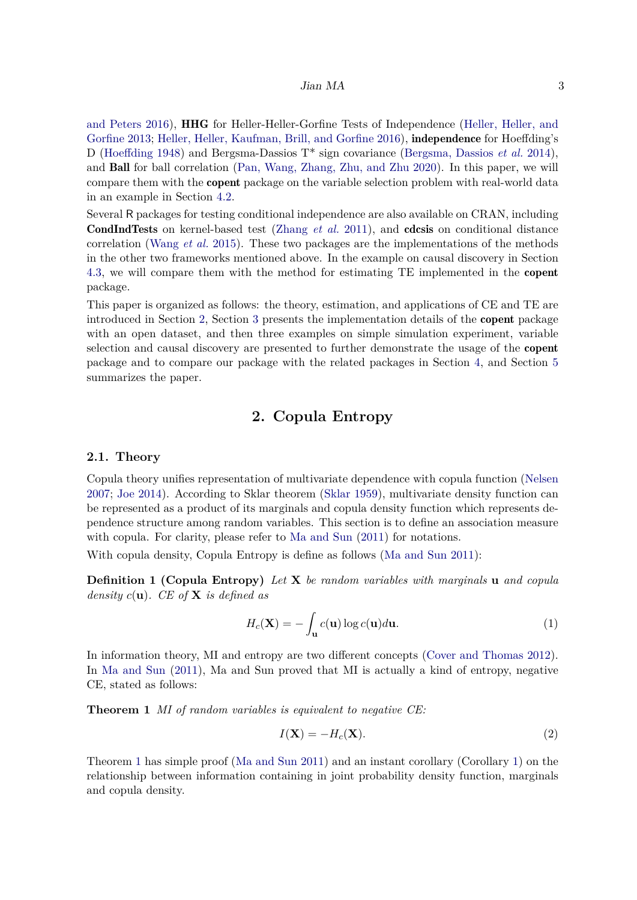and Peters 2016), **HHG** for Heller-Heller-Gorfine Tests of Independence (Heller, Heller, and Gorfine 2013; Heller, Heller, Kaufman, Brill, and Gorfine 2016), **independence** for Hoeffding's D (Hoeffding 1948) and Bergsma-Dassios T* sign covariance (Bergsma, Dassios *et al.* 2014), and **Ball** for ball correlation (Pan, Wang, Zhang, Zhu, and Zhu 2020). In this paper, we will compare them with the **copent** package on the variable selection problem with real-world data in an example in Section 4.2.

Several R packages for testing conditional independence are also available on CRAN, including **CondIndTests** on kernel-based test (Zhang *et al.* 2011), and **cdcsis** on conditional distance correlation (Wang *et al.* 2015). These two packages are the implementations of the methods in the other two frameworks mentioned above. In the example on causal discovery in Section 4.3, we will compare them with the method for estimating TE implemented in the **copent** package.

This paper is organized as follows: the theory, estimation, and applications of CE and TE are introduced in Section 2, Section 3 presents the implementation details of the **copent** package with an open dataset, and then three examples on simple simulation experiment, variable selection and causal discovery are presented to further demonstrate the usage of the **copent** package and to compare our package with the related packages in Section 4, and Section 5 summarizes the paper.

## 2. Copula Entropy

### 2.1. Theory

Copula theory unifies representation of multivariate dependence with copula function (Nelsen 2007; Joe 2014). According to Sklar theorem (Sklar 1959), multivariate density function can be represented as a product of its marginals and copula density function which represents dependence structure among random variables. This section is to define an association measure with copula. For clarity, please refer to Ma and Sun (2011) for notations.

With copula density, Copula Entropy is define as follows (Ma and Sun 2011):

**Definition 1 (Copula Entropy)** *Let* $\mathbf{X}$ *be random variables with marginals* $\mathbf{u}$ *and copula density* $c(\mathbf{u})$*. CE of* $\mathbf{X}$ *is defined as*

$$H_c(\mathbf{X}) = -\int_{\mathbf{u}} c(\mathbf{u}) \log c(\mathbf{u}) d\mathbf{u}. \tag{1}$$

In information theory, MI and entropy are two different concepts (Cover and Thomas 2012). In Ma and Sun (2011), Ma and Sun proved that MI is actually a kind of entropy, negative CE, stated as follows:

**Theorem 1** *MI of random variables is equivalent to negative CE:*

$$I(\mathbf{X}) = -H_c(\mathbf{X}). \tag{2}$$

Theorem 1 has simple proof (Ma and Sun 2011) and an instant corollary (Corollary 1) on the relationship between information containing in joint probability density function, marginals and copula density.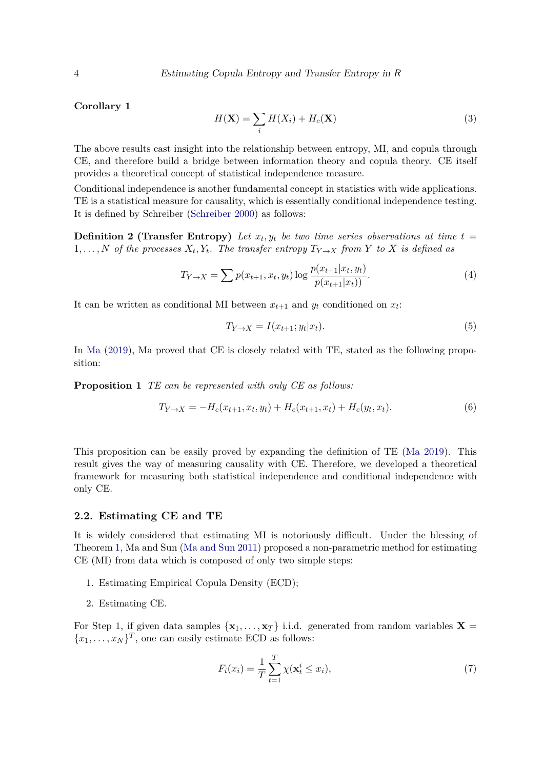**Corollary 1**

$$H(\mathbf{X}) = \sum_i H(X_i) + H_c(\mathbf{X}) \tag{3}$$

The above results cast insight into the relationship between entropy, MI, and copula through CE, and therefore build a bridge between information theory and copula theory. CE itself provides a theoretical concept of statistical independence measure.

Conditional independence is another fundamental concept in statistics with wide applications. TE is a statistical measure for causality, which is essentially conditional independence testing. It is defined by Schreiber (Schreiber 2000) as follows:

**Definition 2 (Transfer Entropy)** *Let $x_t, y_t$ be two time series observations at time $t = 1, \ldots, N$ of the processes $X_t, Y_t$. The transfer entropy $T_{Y \to X}$ from $Y$ to $X$ is defined as*

$$T_{Y \to X} = \sum p(x_{t+1}, x_t, y_t) \log \frac{p(x_{t+1}|x_t, y_t)}{p(x_{t+1}|x_t))}. \tag{4}$$

It can be written as conditional MI between $x_{t+1}$ and $y_t$ conditioned on $x_t$:

$$T_{Y \to X} = I(x_{t+1}; y_t|x_t). \tag{5}$$

In Ma (2019), Ma proved that CE is closely related with TE, stated as the following proposition:

**Proposition 1** *TE can be represented with only CE as follows:*

$$T_{Y \to X} = -H_c(x_{t+1}, x_t, y_t) + H_c(x_{t+1}, x_t) + H_c(y_t, x_t). \tag{6}$$

This proposition can be easily proved by expanding the definition of TE (Ma 2019). This result gives the way of measuring causality with CE. Therefore, we developed a theoretical framework for measuring both statistical independence and conditional independence with only CE.

### 2.2. Estimating CE and TE

It is widely considered that estimating MI is notoriously difficult. Under the blessing of Theorem 1, Ma and Sun (Ma and Sun 2011) proposed a non-parametric method for estimating CE (MI) from data which is composed of only two simple steps:

1. Estimating Empirical Copula Density (ECD);
2. Estimating CE.

For Step 1, if given data samples $\{\mathbf{x}_1, \ldots, \mathbf{x}_T\}$ i.i.d. generated from random variables $\mathbf{X} = \{x_1, \ldots, x_N\}^T$, one can easily estimate ECD as follows:

$$F_i(x_i) = \frac{1}{T} \sum_{t=1}^{T} \chi(\mathbf{x}_t^i \leq x_i), \tag{7}$$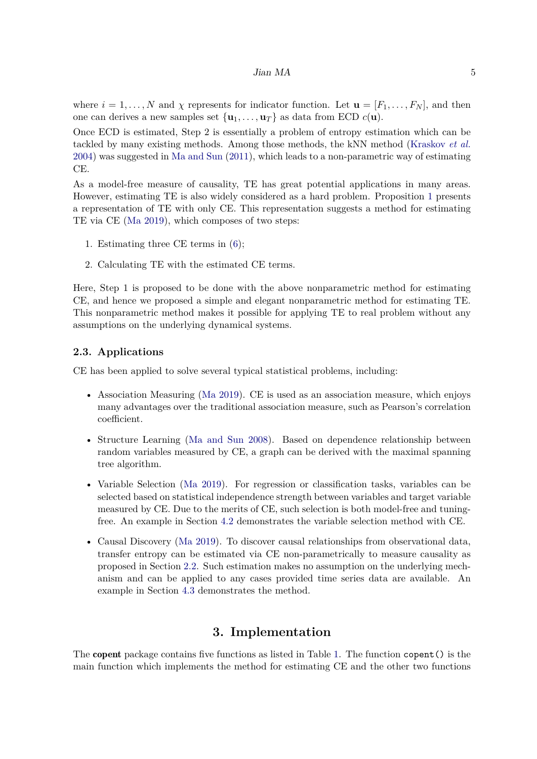where $i = 1, \ldots, N$ and $\chi$ represents for indicator function. Let $\mathbf{u} = [F_1, \ldots, F_N]$, and then one can derives a new samples set $\{\mathbf{u}_1, \ldots, \mathbf{u}_T\}$ as data from ECD $c(\mathbf{u})$.

Once ECD is estimated, Step 2 is essentially a problem of entropy estimation which can be tackled by many existing methods. Among those methods, the kNN method (Kraskov *et al.* 2004) was suggested in Ma and Sun (2011), which leads to a non-parametric way of estimating CE.

As a model-free measure of causality, TE has great potential applications in many areas. However, estimating TE is also widely considered as a hard problem. Proposition 1 presents a representation of TE with only CE. This representation suggests a method for estimating TE via CE (Ma 2019), which composes of two steps:

1. Estimating three CE terms in (6);
2. Calculating TE with the estimated CE terms.

Here, Step 1 is proposed to be done with the above nonparametric method for estimating CE, and hence we proposed a simple and elegant nonparametric method for estimating TE. This nonparametric method makes it possible for applying TE to real problem without any assumptions on the underlying dynamical systems.

### 2.3. Applications

CE has been applied to solve several typical statistical problems, including:

- Association Measuring (Ma 2019). CE is used as an association measure, which enjoys many advantages over the traditional association measure, such as Pearson's correlation coefficient.
- Structure Learning (Ma and Sun 2008). Based on dependence relationship between random variables measured by CE, a graph can be derived with the maximal spanning tree algorithm.
- Variable Selection (Ma 2019). For regression or classification tasks, variables can be selected based on statistical independence strength between variables and target variable measured by CE. Due to the merits of CE, such selection is both model-free and tuning-free. An example in Section 4.2 demonstrates the variable selection method with CE.
- Causal Discovery (Ma 2019). To discover causal relationships from observational data, transfer entropy can be estimated via CE non-parametrically to measure causality as proposed in Section 2.2. Such estimation makes no assumption on the underlying mechanism and can be applied to any cases provided time series data are available. An example in Section 4.3 demonstrates the method.

## 3. Implementation

The **copent** package contains five functions as listed in Table 1. The function `copent()` is the main function which implements the method for estimating CE and the other two functions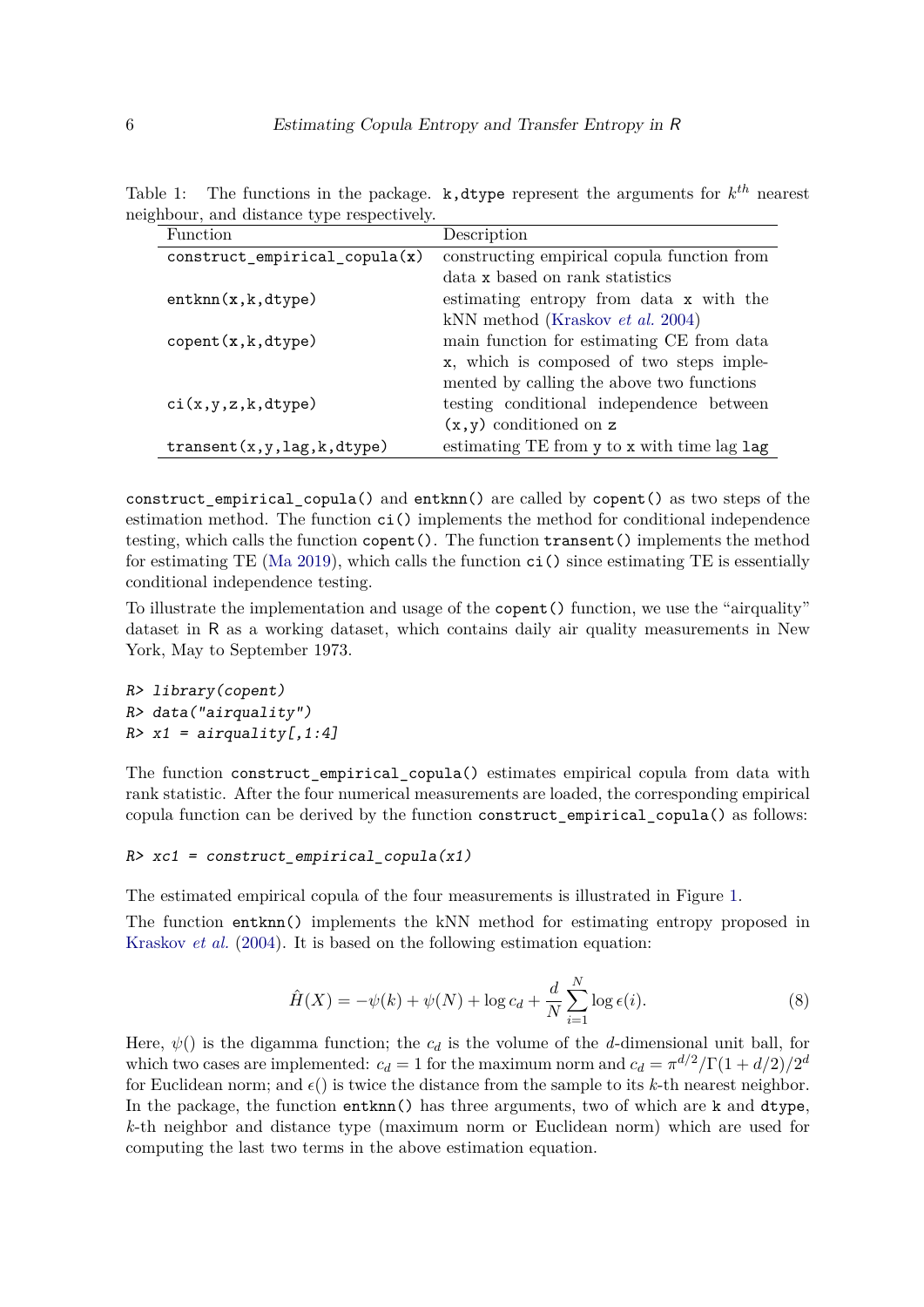Table 1: The functions in the package. `k,dtype` represent the arguments for $k^{th}$ nearest neighbour, and distance type respectively.

| Function | Description |
|---|---|
| `construct_empirical_copula(x)` | constructing empirical copula function from data `x` based on rank statistics |
| `entknn(x,k,dtype)` | estimating entropy from data `x` with the kNN method (Kraskov *et al.* 2004) |
| `copent(x,k,dtype)` | main function for estimating CE from data `x`, which is composed of two steps implemented by calling the above two functions |
| `ci(x,y,z,k,dtype)` | testing conditional independence between `(x,y)` conditioned on `z` |
| `transent(x,y,lag,k,dtype)` | estimating TE from `y` to `x` with time lag `lag` |

`construct_empirical_copula()` and `entknn()` are called by `copent()` as two steps of the estimation method. The function `ci()` implements the method for conditional independence testing, which calls the function `copent()`. The function `transent()` implements the method for estimating TE (Ma 2019), which calls the function `ci()` since estimating TE is essentially conditional independence testing.

To illustrate the implementation and usage of the `copent()` function, we use the "airquality" dataset in R as a working dataset, which contains daily air quality measurements in New York, May to September 1973.

```
R> library(copent)
R> data("airquality")
R> x1 = airquality[,1:4]
```

The function `construct_empirical_copula()` estimates empirical copula from data with rank statistic. After the four numerical measurements are loaded, the corresponding empirical copula function can be derived by the function `construct_empirical_copula()` as follows:

```
R> xc1 = construct_empirical_copula(x1)
```

The estimated empirical copula of the four measurements is illustrated in Figure 1.

The function `entknn()` implements the kNN method for estimating entropy proposed in Kraskov *et al.* (2004). It is based on the following estimation equation:

$$\hat{H}(X) = -\psi(k) + \psi(N) + \log c_d + \frac{d}{N}\sum_{i=1}^{N} \log \epsilon(i). \tag{8}$$

Here, $\psi()$ is the digamma function; the $c_d$ is the volume of the $d$-dimensional unit ball, for which two cases are implemented: $c_d = 1$ for the maximum norm and $c_d = \pi^{d/2}/\Gamma(1 + d/2)/2^d$ for Euclidean norm; and $\epsilon()$ is twice the distance from the sample to its $k$-th nearest neighbor. In the package, the function `entknn()` has three arguments, two of which are `k` and `dtype`, $k$-th neighbor and distance type (maximum norm or Euclidean norm) which are used for computing the last two terms in the above estimation equation.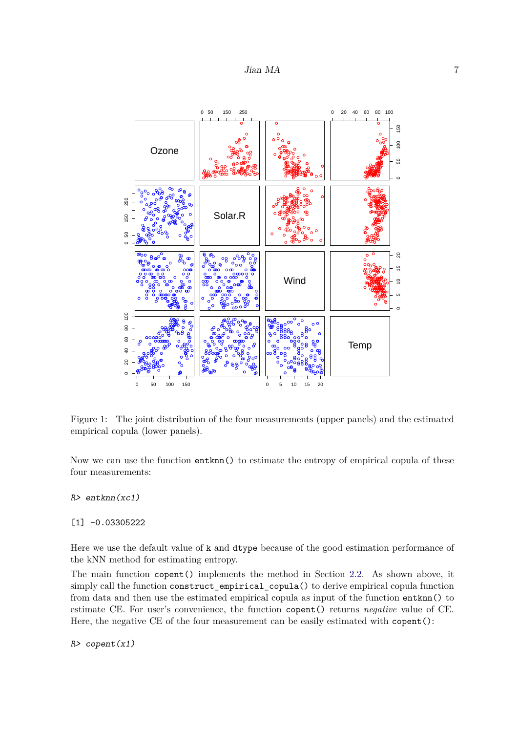Figure 1: The joint distribution of the four measurements (upper panels) and the estimated empirical copula (lower panels).

Now we can use the function `entknn()` to estimate the entropy of empirical copula of these four measurements:

```
R> entknn(xc1)
```

```
[1] -0.03305222
```

Here we use the default value of `k` and `dtype` because of the good estimation performance of the kNN method for estimating entropy.

The main function `copent()` implements the method in Section 2.2. As shown above, it simply call the function `construct_empirical_copula()` to derive empirical copula function from data and then use the estimated empirical copula as input of the function `entknn()` to estimate CE. For user's convenience, the function `copent()` returns *negative* value of CE. Here, the negative CE of the four measurement can be easily estimated with `copent()`:

```
R> copent(x1)
```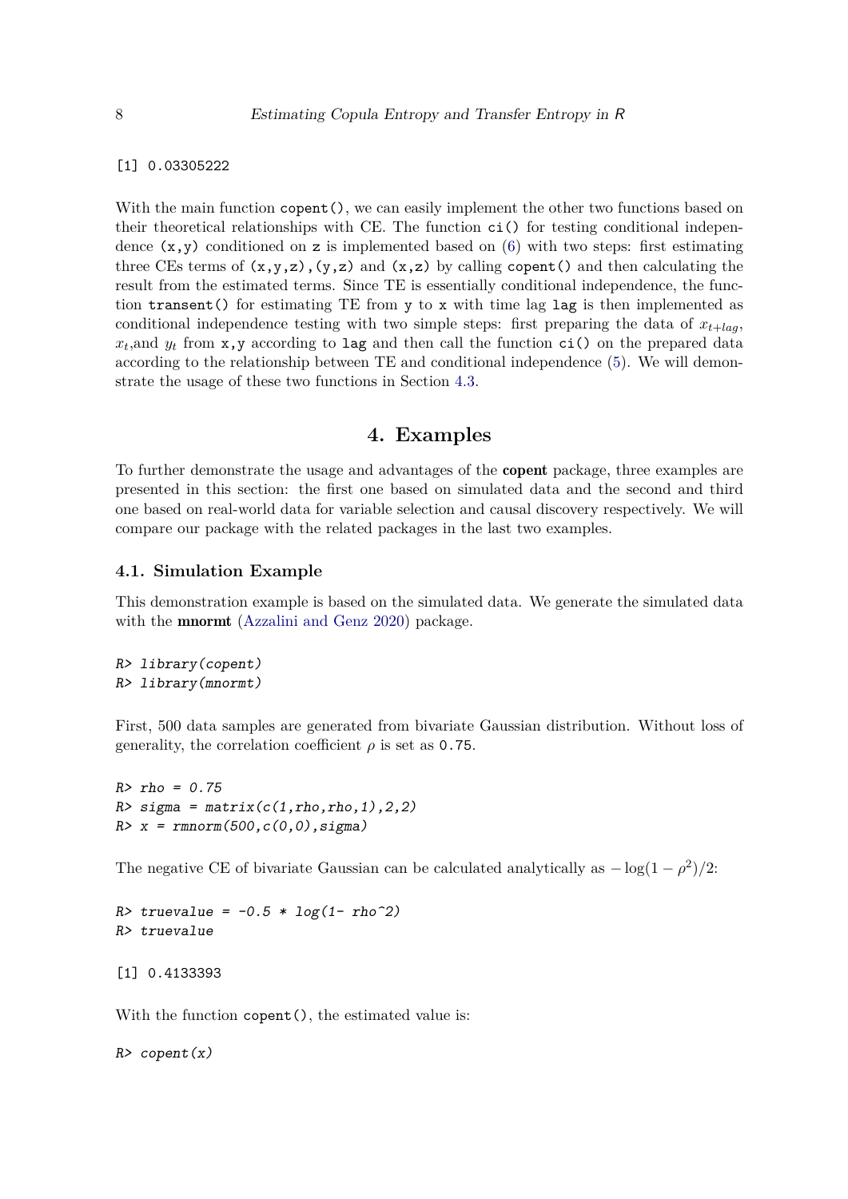```
[1] 0.03305222
```

With the main function `copent()`, we can easily implement the other two functions based on their theoretical relationships with CE. The function `ci()` for testing conditional independence `(x,y)` conditioned on `z` is implemented based on (6) with two steps: first estimating three CEs terms of `(x,y,z)`,`(y,z)` and `(x,z)` by calling `copent()` and then calculating the result from the estimated terms. Since TE is essentially conditional independence, the function `transent()` for estimating TE from `y` to `x` with time lag `lag` is then implemented as conditional independence testing with two simple steps: first preparing the data of $x_{t+lag}$, $x_t$,and $y_t$ from `x,y` according to `lag` and then call the function `ci()` on the prepared data according to the relationship between TE and conditional independence (5). We will demonstrate the usage of these two functions in Section 4.3.

# 4. Examples

To further demonstrate the usage and advantages of the **copent** package, three examples are presented in this section: the first one based on simulated data and the second and third one based on real-world data for variable selection and causal discovery respectively. We will compare our package with the related packages in the last two examples.

## 4.1. Simulation Example

This demonstration example is based on the simulated data. We generate the simulated data with the **mnormt** (Azzalini and Genz 2020) package.

```
R> library(copent)
R> library(mnormt)
```

First, 500 data samples are generated from bivariate Gaussian distribution. Without loss of generality, the correlation coefficient $\rho$ is set as `0.75`.

```
R> rho = 0.75
R> sigma = matrix(c(1,rho,rho,1),2,2)
R> x = rmnorm(500,c(0,0),sigma)
```

The negative CE of bivariate Gaussian can be calculated analytically as $-\log(1-\rho^2)/2$:

```
R> truevalue = -0.5 * log(1- rho^2)
R> truevalue

[1] 0.4133393
```

With the function `copent()`, the estimated value is:

```
R> copent(x)
```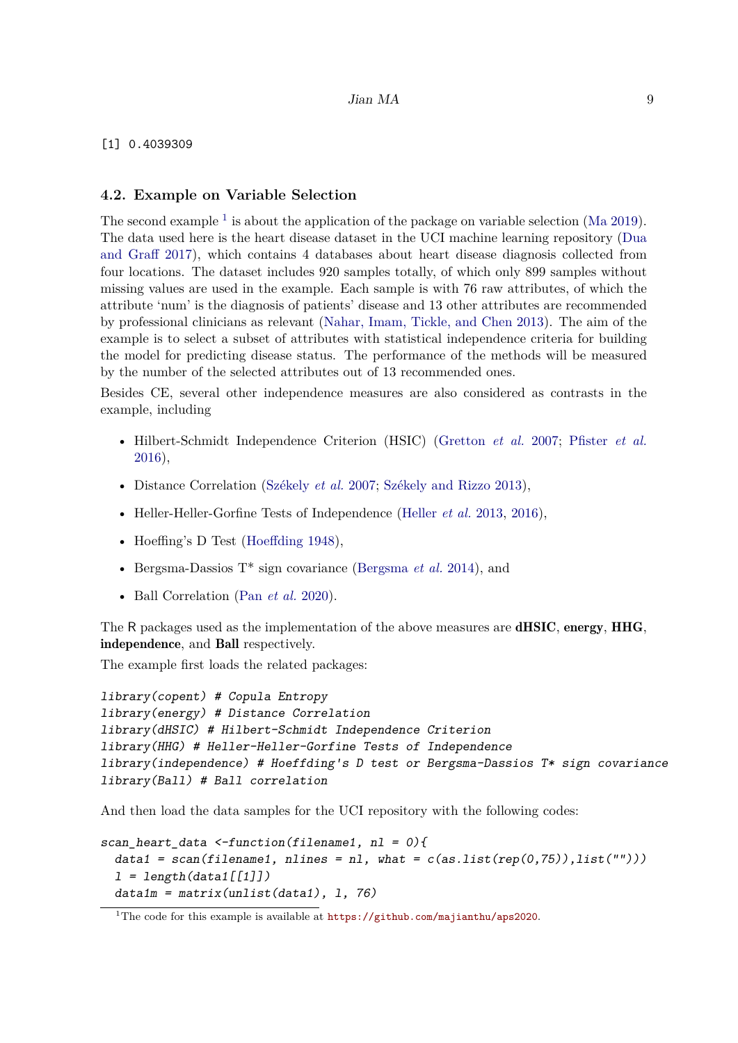```
[1] 0.4039309
```

### 4.2. Example on Variable Selection

The second example [1] is about the application of the package on variable selection (Ma 2019). The data used here is the heart disease dataset in the UCI machine learning repository (Dua and Graff 2017), which contains 4 databases about heart disease diagnosis collected from four locations. The dataset includes 920 samples totally, of which only 899 samples without missing values are used in the example. Each sample is with 76 raw attributes, of which the attribute 'num' is the diagnosis of patients' disease and 13 other attributes are recommended by professional clinicians as relevant (Nahar, Imam, Tickle, and Chen 2013). The aim of the example is to select a subset of attributes with statistical independence criteria for building the model for predicting disease status. The performance of the methods will be measured by the number of the selected attributes out of 13 recommended ones.

Besides CE, several other independence measures are also considered as contrasts in the example, including

- Hilbert-Schmidt Independence Criterion (HSIC) (Gretton *et al.* 2007; Pfister *et al.* 2016),
- Distance Correlation (Székely *et al.* 2007; Székely and Rizzo 2013),
- Heller-Heller-Gorfine Tests of Independence (Heller *et al.* 2013, 2016),
- Hoeffing's D Test (Hoeffding 1948),
- Bergsma-Dassios T* sign covariance (Bergsma *et al.* 2014), and
- Ball Correlation (Pan *et al.* 2020).

The R packages used as the implementation of the above measures are **dHSIC**, **energy**, **HHG**, **independence**, and **Ball** respectively.

The example first loads the related packages:

```
library(copent) # Copula Entropy
library(energy) # Distance Correlation
library(dHSIC) # Hilbert-Schmidt Independence Criterion
library(HHG) # Heller-Heller-Gorfine Tests of Independence
library(independence) # Hoeffding's D test or Bergsma-Dassios T* sign covariance
library(Ball) # Ball correlation
```

And then load the data samples for the UCI repository with the following codes:

```
scan_heart_data <-function(filename1, nl = 0){
  data1 = scan(filename1, nlines = nl, what = c(as.list(rep(0,75)),list("")))
  l = length(data1[[1]])
  data1m = matrix(unlist(data1), l, 76)
```

[1] The code for this example is available at https://github.com/majianthu/aps2020.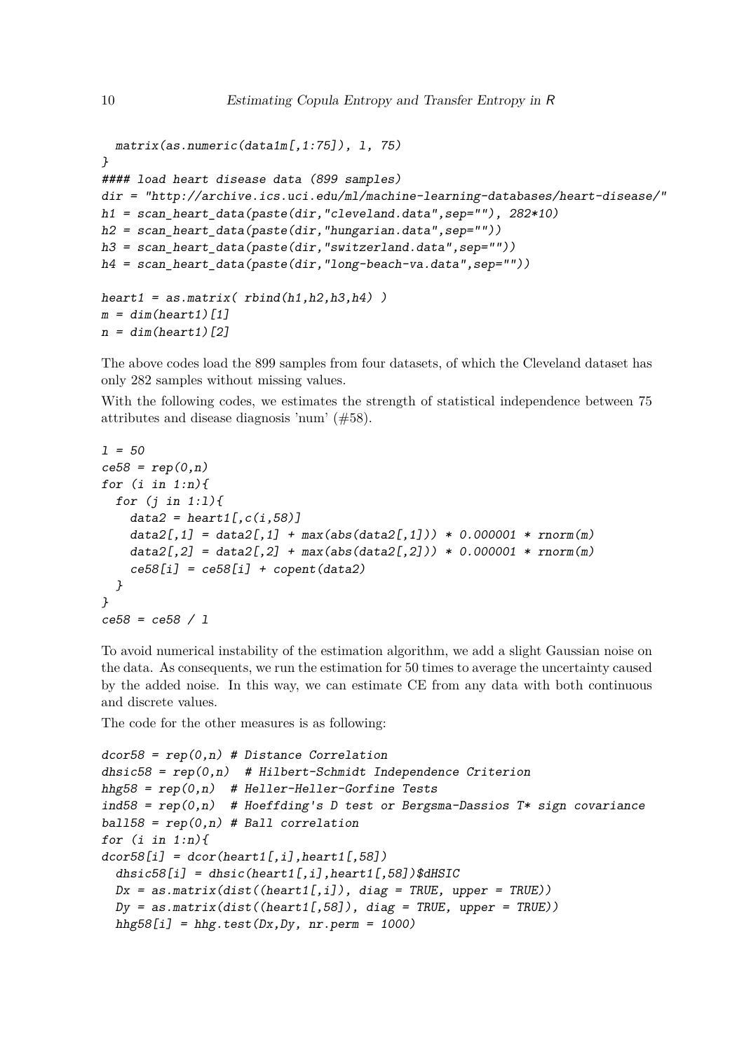```
  matrix(as.numeric(data1m[,1:75]), 1, 75)
}
#### load heart disease data (899 samples)
dir = "http://archive.ics.uci.edu/ml/machine-learning-databases/heart-disease/"
h1 = scan_heart_data(paste(dir,"cleveland.data",sep=""), 282*10)
h2 = scan_heart_data(paste(dir,"hungarian.data",sep=""))
h3 = scan_heart_data(paste(dir,"switzerland.data",sep=""))
h4 = scan_heart_data(paste(dir,"long-beach-va.data",sep=""))

heart1 = as.matrix( rbind(h1,h2,h3,h4) )
m = dim(heart1)[1]
n = dim(heart1)[2]
```

The above codes load the 899 samples from four datasets, of which the Cleveland dataset has only 282 samples without missing values.

With the following codes, we estimates the strength of statistical independence between 75 attributes and disease diagnosis 'num' (#58).

```
l = 50
ce58 = rep(0,n)
for (i in 1:n){
  for (j in 1:l){
    data2 = heart1[,c(i,58)]
    data2[,1] = data2[,1] + max(abs(data2[,1])) * 0.000001 * rnorm(m)
    data2[,2] = data2[,2] + max(abs(data2[,2])) * 0.000001 * rnorm(m)
    ce58[i] = ce58[i] + copent(data2)
  }
}
ce58 = ce58 / l
```

To avoid numerical instability of the estimation algorithm, we add a slight Gaussian noise on the data. As consequents, we run the estimation for 50 times to average the uncertainty caused by the added noise. In this way, we can estimate CE from any data with both continuous and discrete values.

The code for the other measures is as following:

```
dcor58 = rep(0,n) # Distance Correlation
dhsic58 = rep(0,n)  # Hilbert-Schmidt Independence Criterion
hhg58 = rep(0,n)  # Heller-Heller-Gorfine Tests
ind58 = rep(0,n)  # Hoeffding's D test or Bergsma-Dassios T* sign covariance
ball58 = rep(0,n) # Ball correlation
for (i in 1:n){
dcor58[i] = dcor(heart1[,i],heart1[,58])
  dhsic58[i] = dhsic(heart1[,i],heart1[,58])$dHSIC
  Dx = as.matrix(dist((heart1[,i]), diag = TRUE, upper = TRUE))
  Dy = as.matrix(dist((heart1[,58]), diag = TRUE, upper = TRUE))
  hhg58[i] = hhg.test(Dx,Dy, nr.perm = 1000)
```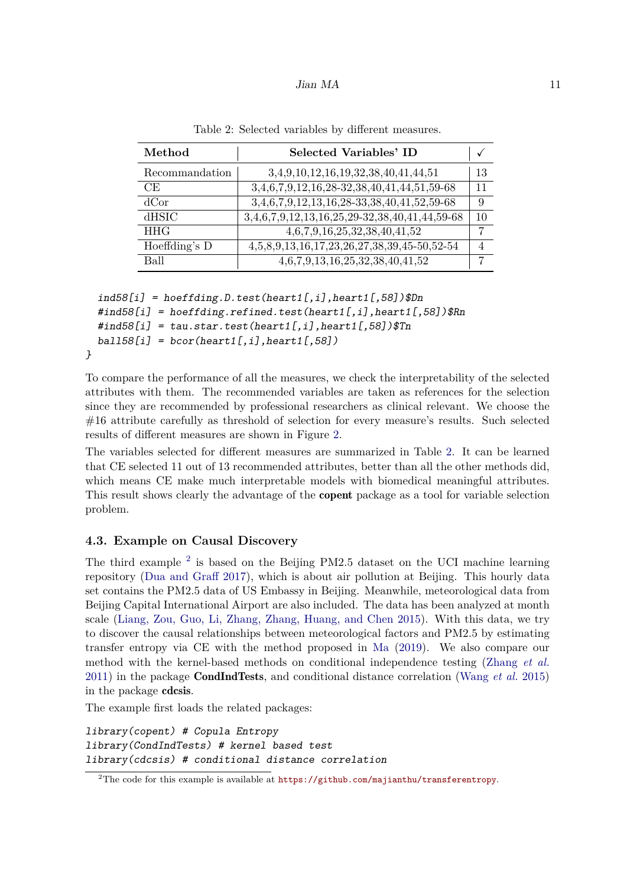Table 2: Selected variables by different measures.

| Method | Selected Variables' ID | ✓ |
|---|---|---|
| Recommandation | 3,4,9,10,12,16,19,32,38,40,41,44,51 | 13 |
| CE | 3,4,6,7,9,12,16,28-32,38,40,41,44,51,59-68 | 11 |
| dCor | 3,4,6,7,9,12,13,16,28-33,38,40,41,52,59-68 | 9 |
| dHSIC | 3,4,6,7,9,12,13,16,25,29-32,38,40,41,44,59-68 | 10 |
| HHG | 4,6,7,9,16,25,32,38,40,41,52 | 7 |
| Hoeffding's D | 4,5,8,9,13,16,17,23,26,27,38,39,45-50,52-54 | 4 |
| Ball | 4,6,7,9,13,16,25,32,38,40,41,52 | 7 |

```
  ind58[i] = hoeffding.D.test(heart1[,i],heart1[,58])$Dn
  #ind58[i] = hoeffding.refined.test(heart1[,i],heart1[,58])$Rn
  #ind58[i] = tau.star.test(heart1[,i],heart1[,58])$Tn
  ball58[i] = bcor(heart1[,i],heart1[,58])
}
```

To compare the performance of all the measures, we check the interpretability of the selected attributes with them. The recommended variables are taken as references for the selection since they are recommended by professional researchers as clinical relevant. We choose the #16 attribute carefully as threshold of selection for every measure's results. Such selected results of different measures are shown in Figure 2.

The variables selected for different measures are summarized in Table 2. It can be learned that CE selected 11 out of 13 recommended attributes, better than all the other methods did, which means CE make much interpretable models with biomedical meaningful attributes. This result shows clearly the advantage of the **copent** package as a tool for variable selection problem.

### 4.3. Example on Causal Discovery

The third example [2] is based on the Beijing PM2.5 dataset on the UCI machine learning repository (Dua and Graff 2017), which is about air pollution at Beijing. This hourly data set contains the PM2.5 data of US Embassy in Beijing. Meanwhile, meteorological data from Beijing Capital International Airport are also included. The data has been analyzed at month scale (Liang, Zou, Guo, Li, Zhang, Zhang, Huang, and Chen 2015). With this data, we try to discover the causal relationships between meteorological factors and PM2.5 by estimating transfer entropy via CE with the method proposed in Ma (2019). We also compare our method with the kernel-based methods on conditional independence testing (Zhang *et al.* 2011) in the package **CondIndTests**, and conditional distance correlation (Wang *et al.* 2015) in the package **cdcsis**.

The example first loads the related packages:

```
library(copent) # Copula Entropy
library(CondIndTests) # kernel based test
library(cdcsis) # conditional distance correlation
```

[2] The code for this example is available at https://github.com/majianthu/transferentropy.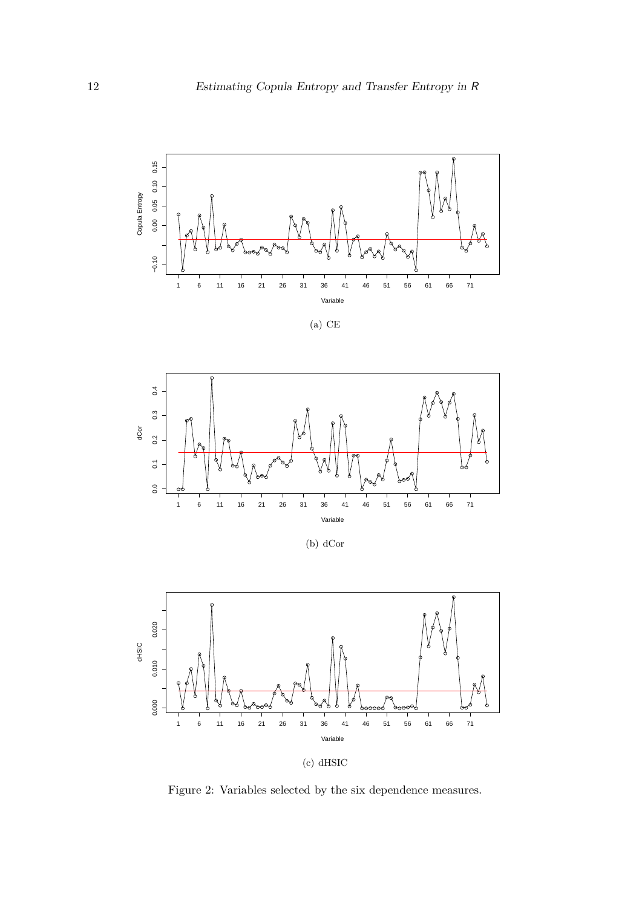(a) CE

(b) dCor

(c) dHSIC

Figure 2: Variables selected by the six dependence measures.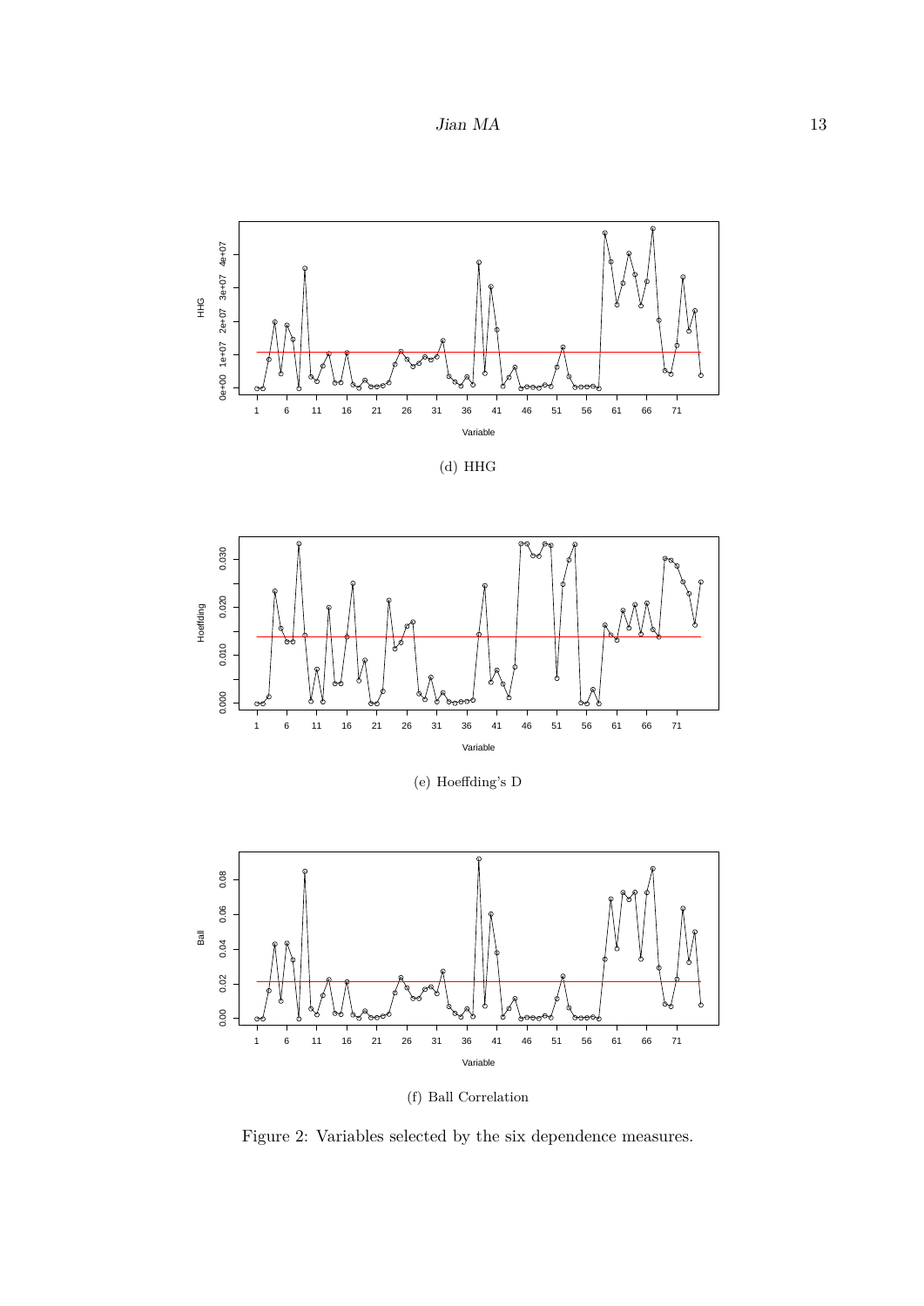(d) HHG

(e) Hoeffding's D

(f) Ball Correlation

Figure 2: Variables selected by the six dependence measures.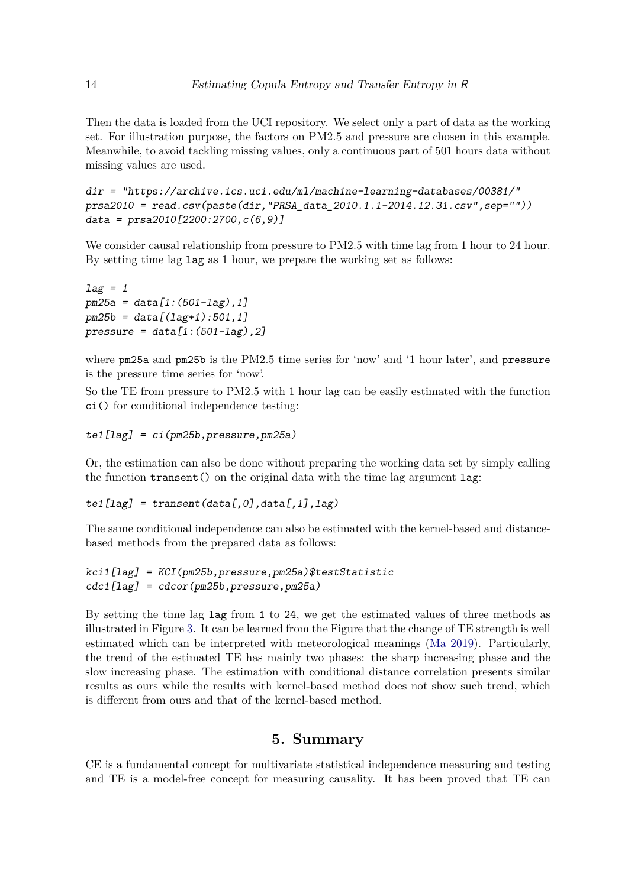Then the data is loaded from the UCI repository. We select only a part of data as the working set. For illustration purpose, the factors on PM2.5 and pressure are chosen in this example. Meanwhile, to avoid tackling missing values, only a continuous part of 501 hours data without missing values are used.

```
dir = "https://archive.ics.uci.edu/ml/machine-learning-databases/00381/"
prsa2010 = read.csv(paste(dir,"PRSA_data_2010.1.1-2014.12.31.csv",sep=""))
data = prsa2010[2200:2700,c(6,9)]
```

We consider causal relationship from pressure to PM2.5 with time lag from 1 hour to 24 hour. By setting time lag `lag` as 1 hour, we prepare the working set as follows:

```
lag = 1
pm25a = data[1:(501-lag),1]
pm25b = data[(lag+1):501,1]
pressure = data[1:(501-lag),2]
```

where `pm25a` and `pm25b` is the PM2.5 time series for 'now' and '1 hour later', and `pressure` is the pressure time series for 'now'.

So the TE from pressure to PM2.5 with 1 hour lag can be easily estimated with the function `ci()` for conditional independence testing:

```
te1[lag] = ci(pm25b,pressure,pm25a)
```

Or, the estimation can also be done without preparing the working data set by simply calling the function `transent()` on the original data with the time lag argument `lag`:

```
te1[lag] = transent(data[,0],data[,1],lag)
```

The same conditional independence can also be estimated with the kernel-based and distance-based methods from the prepared data as follows:

```
kci1[lag] = KCI(pm25b,pressure,pm25a)$testStatistic
cdc1[lag] = cdcor(pm25b,pressure,pm25a)
```

By setting the time lag `lag` from `1` to `24`, we get the estimated values of three methods as illustrated in Figure 3. It can be learned from the Figure that the change of TE strength is well estimated which can be interpreted with meteorological meanings (Ma 2019). Particularly, the trend of the estimated TE has mainly two phases: the sharp increasing phase and the slow increasing phase. The estimation with conditional distance correlation presents similar results as ours while the results with kernel-based method does not show such trend, which is different from ours and that of the kernel-based method.

## 5. Summary

CE is a fundamental concept for multivariate statistical independence measuring and testing and TE is a model-free concept for measuring causality. It has been proved that TE can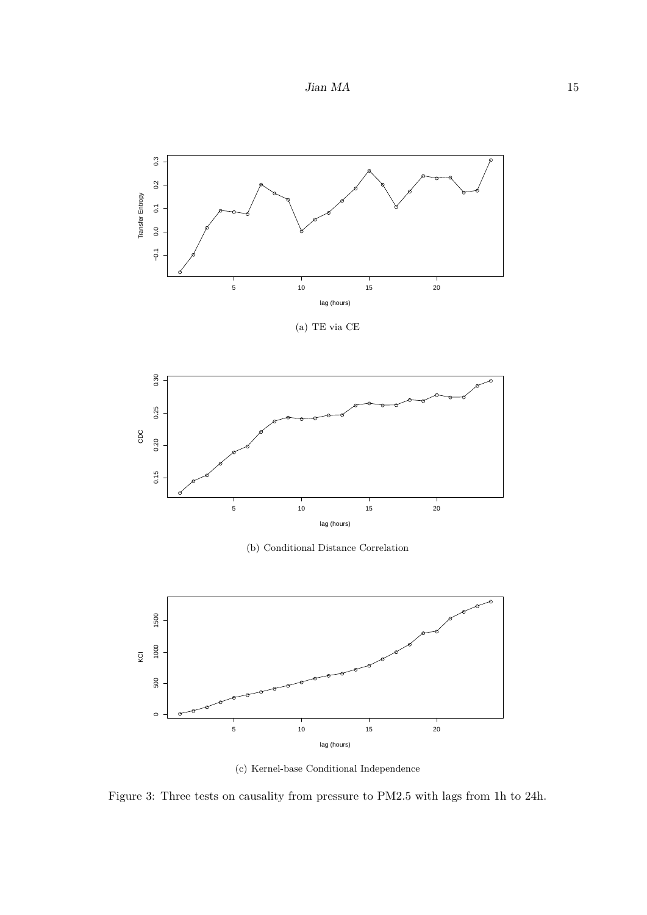(a) TE via CE

(b) Conditional Distance Correlation

(c) Kernel-base Conditional Independence

Figure 3: Three tests on causality from pressure to PM2.5 with lags from 1h to 24h.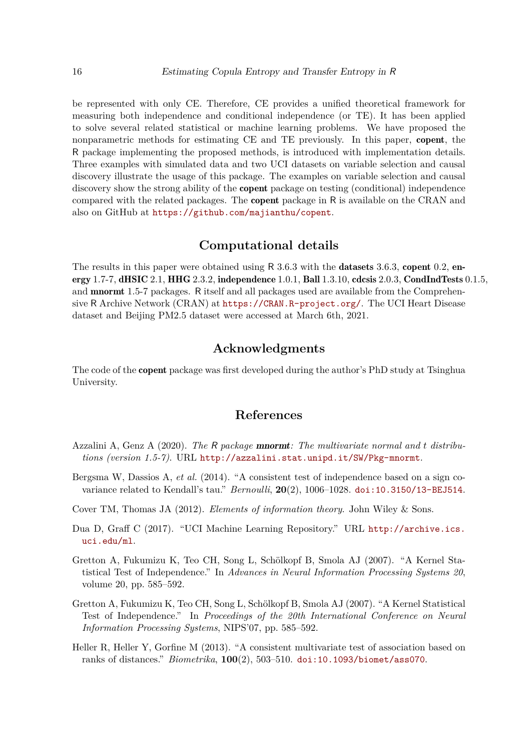be represented with only CE. Therefore, CE provides a unified theoretical framework for measuring both independence and conditional independence (or TE). It has been applied to solve several related statistical or machine learning problems. We have proposed the nonparametric methods for estimating CE and TE previously. In this paper, **copent**, the R package implementing the proposed methods, is introduced with implementation details. Three examples with simulated data and two UCI datasets on variable selection and causal discovery illustrate the usage of this package. The examples on variable selection and causal discovery show the strong ability of the **copent** package on testing (conditional) independence compared with the related packages. The **copent** package in R is available on the CRAN and also on GitHub at https://github.com/majianthu/copent.

## Computational details

The results in this paper were obtained using R 3.6.3 with the **datasets** 3.6.3, **copent** 0.2, **energy** 1.7-7, **dHSIC** 2.1, **HHG** 2.3.2, **independence** 1.0.1, **Ball** 1.3.10, **cdcsis** 2.0.3, **CondIndTests** 0.1.5, and **mnormt** 1.5-7 packages. R itself and all packages used are available from the Comprehensive R Archive Network (CRAN) at https://CRAN.R-project.org/. The UCI Heart Disease dataset and Beijing PM2.5 dataset were accessed at March 6th, 2021.

## Acknowledgments

The code of the **copent** package was first developed during the author's PhD study at Tsinghua University.

## References

Azzalini A, Genz A (2020). *The R package **mnormt**: The multivariate normal and t distributions (version 1.5-7)*. URL http://azzalini.stat.unipd.it/SW/Pkg-mnormt.

Bergsma W, Dassios A, *et al.* (2014). "A consistent test of independence based on a sign covariance related to Kendall's tau." *Bernoulli*, **20**(2), 1006–1028. doi:10.3150/13-BEJ514.

Cover TM, Thomas JA (2012). *Elements of information theory*. John Wiley & Sons.

Dua D, Graff C (2017). "UCI Machine Learning Repository." URL http://archive.ics.uci.edu/ml.

Gretton A, Fukumizu K, Teo CH, Song L, Schölkopf B, Smola AJ (2007). "A Kernel Statistical Test of Independence." In *Advances in Neural Information Processing Systems 20*, volume 20, pp. 585–592.

Gretton A, Fukumizu K, Teo CH, Song L, Schölkopf B, Smola AJ (2007). "A Kernel Statistical Test of Independence." In *Proceedings of the 20th International Conference on Neural Information Processing Systems*, NIPS'07, pp. 585–592.

Heller R, Heller Y, Gorfine M (2013). "A consistent multivariate test of association based on ranks of distances." *Biometrika*, **100**(2), 503–510. doi:10.1093/biomet/ass070.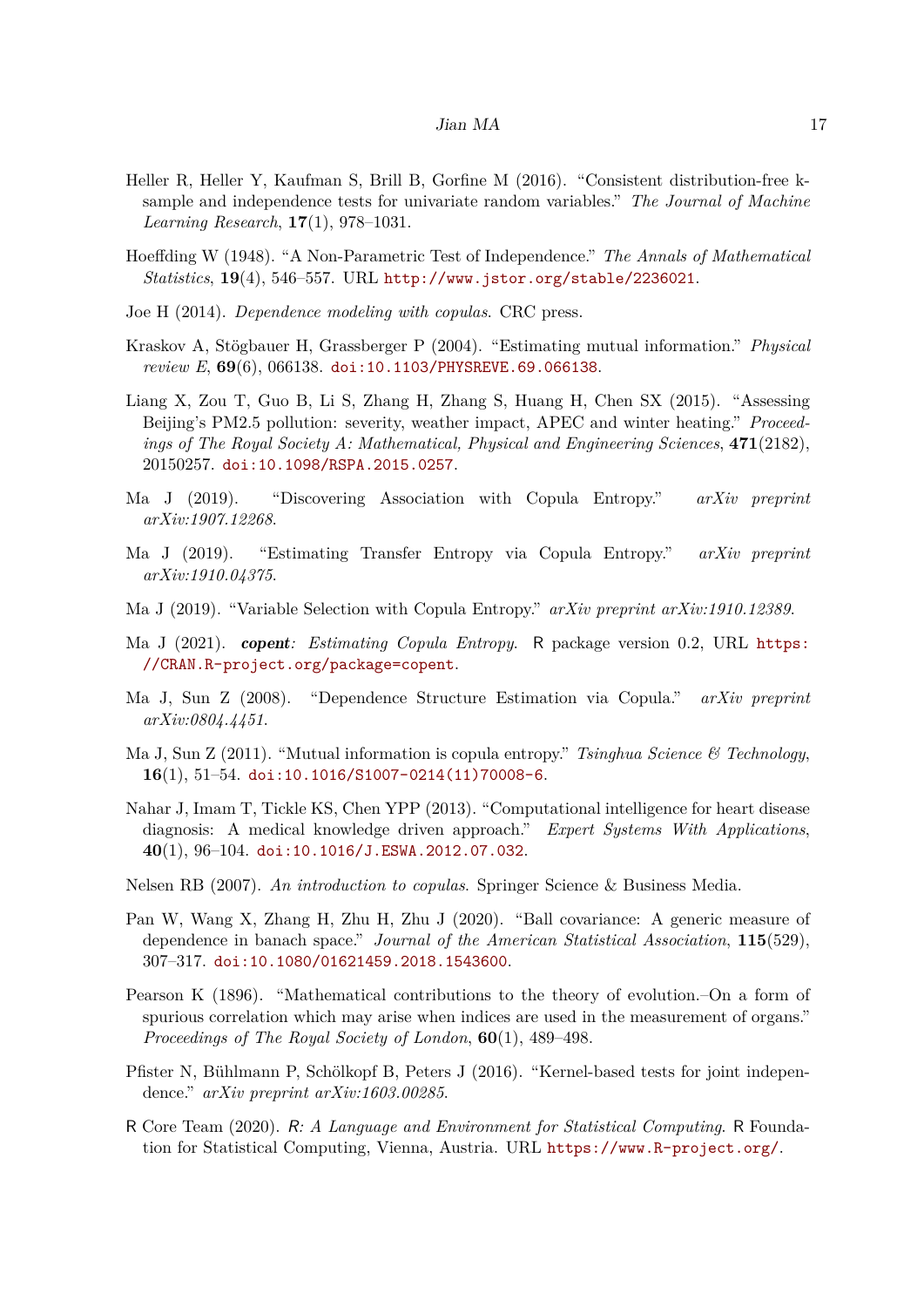Heller R, Heller Y, Kaufman S, Brill B, Gorfine M (2016). "Consistent distribution-free k-sample and independence tests for univariate random variables." *The Journal of Machine Learning Research*, **17**(1), 978–1031.

Hoeffding W (1948). "A Non-Parametric Test of Independence." *The Annals of Mathematical Statistics*, **19**(4), 546–557. URL http://www.jstor.org/stable/2236021.

Joe H (2014). *Dependence modeling with copulas*. CRC press.

Kraskov A, Stögbauer H, Grassberger P (2004). "Estimating mutual information." *Physical review E*, **69**(6), 066138. doi:10.1103/PHYSREVE.69.066138.

Liang X, Zou T, Guo B, Li S, Zhang H, Zhang S, Huang H, Chen SX (2015). "Assessing Beijing's PM2.5 pollution: severity, weather impact, APEC and winter heating." *Proceedings of The Royal Society A: Mathematical, Physical and Engineering Sciences*, **471**(2182), 20150257. doi:10.1098/RSPA.2015.0257.

Ma J (2019). "Discovering Association with Copula Entropy." *arXiv preprint arXiv:1907.12268*.

Ma J (2019). "Estimating Transfer Entropy via Copula Entropy." *arXiv preprint arXiv:1910.04375*.

Ma J (2019). "Variable Selection with Copula Entropy." *arXiv preprint arXiv:1910.12389*.

Ma J (2021). ***copent**: Estimating Copula Entropy.* R package version 0.2, URL https://CRAN.R-project.org/package=copent.

Ma J, Sun Z (2008). "Dependence Structure Estimation via Copula." *arXiv preprint arXiv:0804.4451*.

Ma J, Sun Z (2011). "Mutual information is copula entropy." *Tsinghua Science & Technology*, **16**(1), 51–54. doi:10.1016/S1007-0214(11)70008-6.

Nahar J, Imam T, Tickle KS, Chen YPP (2013). "Computational intelligence for heart disease diagnosis: A medical knowledge driven approach." *Expert Systems With Applications*, **40**(1), 96–104. doi:10.1016/J.ESWA.2012.07.032.

Nelsen RB (2007). *An introduction to copulas*. Springer Science & Business Media.

Pan W, Wang X, Zhang H, Zhu H, Zhu J (2020). "Ball covariance: A generic measure of dependence in banach space." *Journal of the American Statistical Association*, **115**(529), 307–317. doi:10.1080/01621459.2018.1543600.

Pearson K (1896). "Mathematical contributions to the theory of evolution.–On a form of spurious correlation which may arise when indices are used in the measurement of organs." *Proceedings of The Royal Society of London*, **60**(1), 489–498.

Pfister N, Bühlmann P, Schölkopf B, Peters J (2016). "Kernel-based tests for joint independence." *arXiv preprint arXiv:1603.00285*.

R Core Team (2020). *R: A Language and Environment for Statistical Computing*. R Foundation for Statistical Computing, Vienna, Austria. URL https://www.R-project.org/.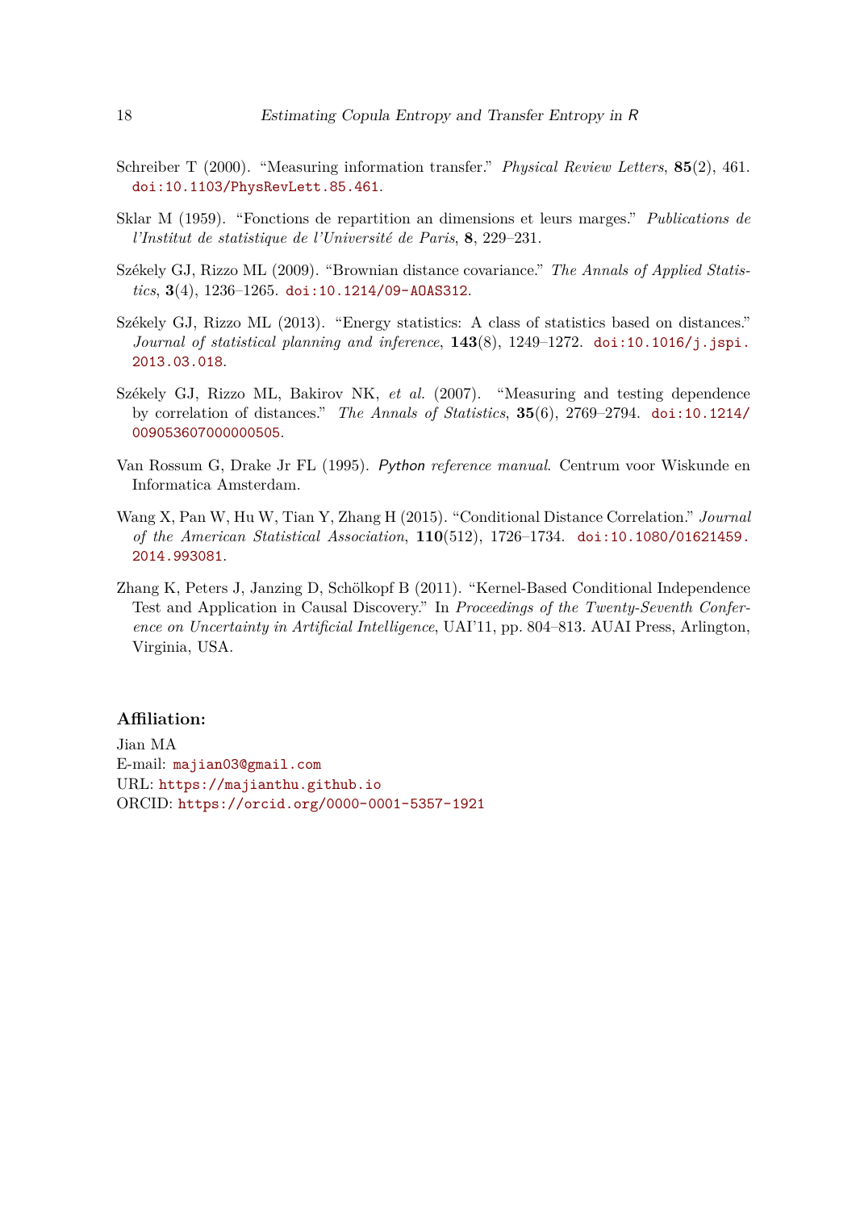Schreiber T (2000). "Measuring information transfer." *Physical Review Letters*, **85**(2), 461. doi:10.1103/PhysRevLett.85.461.

Sklar M (1959). "Fonctions de repartition an dimensions et leurs marges." *Publications de l'Institut de statistique de l'Université de Paris*, **8**, 229–231.

Székely GJ, Rizzo ML (2009). "Brownian distance covariance." *The Annals of Applied Statistics*, **3**(4), 1236–1265. doi:10.1214/09-AOAS312.

Székely GJ, Rizzo ML (2013). "Energy statistics: A class of statistics based on distances." *Journal of statistical planning and inference*, **143**(8), 1249–1272. doi:10.1016/j.jspi.2013.03.018.

Székely GJ, Rizzo ML, Bakirov NK, *et al.* (2007). "Measuring and testing dependence by correlation of distances." *The Annals of Statistics*, **35**(6), 2769–2794. doi:10.1214/009053607000000505.

Van Rossum G, Drake Jr FL (1995). *Python reference manual*. Centrum voor Wiskunde en Informatica Amsterdam.

Wang X, Pan W, Hu W, Tian Y, Zhang H (2015). "Conditional Distance Correlation." *Journal of the American Statistical Association*, **110**(512), 1726–1734. doi:10.1080/01621459.2014.993081.

Zhang K, Peters J, Janzing D, Schölkopf B (2011). "Kernel-Based Conditional Independence Test and Application in Causal Discovery." In *Proceedings of the Twenty-Seventh Conference on Uncertainty in Artificial Intelligence*, UAI'11, pp. 804–813. AUAI Press, Arlington, Virginia, USA.

**Affiliation:**

Jian MA
E-mail: majian03@gmail.com
URL: https://majianthu.github.io
ORCID: https://orcid.org/0000-0001-5357-1921